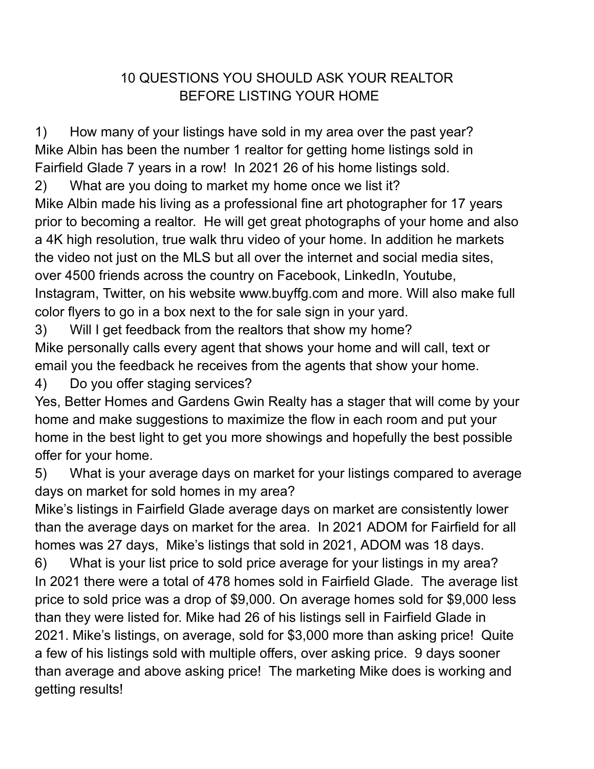# 10 QUESTIONS YOU SHOULD ASK YOUR REALTOR BEFORE LISTING YOUR HOME

1) How many of your listings have sold in my area over the past year?

Mike Albin has been the number 1 realtor for getting home listings sold in Fairfield Glade 7 years in a row! In 2021 26 of his home listings sold.

2) What are you doing to market my home once we list it?

Mike Albin made his living as a professional fine art photographer for 17 years prior to becoming a realtor. He will get great photographs of your home and also a 4K high resolution, true walk thru video of your home. In addition he markets the video not just on the MLS but all over the internet and social media sites, over 4500 friends across the country on Facebook, LinkedIn, Youtube, Instagram, Twitter, on his website www.buyffg.com and more. Will also make full color flyers to go in a box next to the for sale sign in your yard.

3) Will I get feedback from the realtors that show my home?

Mike personally calls every agent that shows your home and will call, text or email you the feedback he receives from the agents that show your home.

4) Do you offer staging services?

Yes, Better Homes and Gardens Gwin Realty has a stager that will come by your home and make suggestions to maximize the flow in each room and put your home in the best light to get you more showings and hopefully the best possible offer for your home.

5) What is your average days on market for your listings compared to average days on market for sold homes in my area?

Mike's listings in Fairfield Glade average days on market are consistently lower than the average days on market for the area. In 2021 ADOM for Fairfield for all homes was 27 days, Mike's listings that sold in 2021, ADOM was 18 days.

6) What is your list price to sold price average for your listings in my area?

In 2021 there were a total of 478 homes sold in Fairfield Glade. The average list price to sold price was a drop of $9,000. On average homes sold for $9,000 less than they were listed for. Mike had 26 of his listings sell in Fairfield Glade in 2021. Mike's listings, on average, sold for $3,000 more than asking price! Quite a few of his listings sold with multiple offers, over asking price. 9 days sooner than average and above asking price! The marketing Mike does is working and getting results!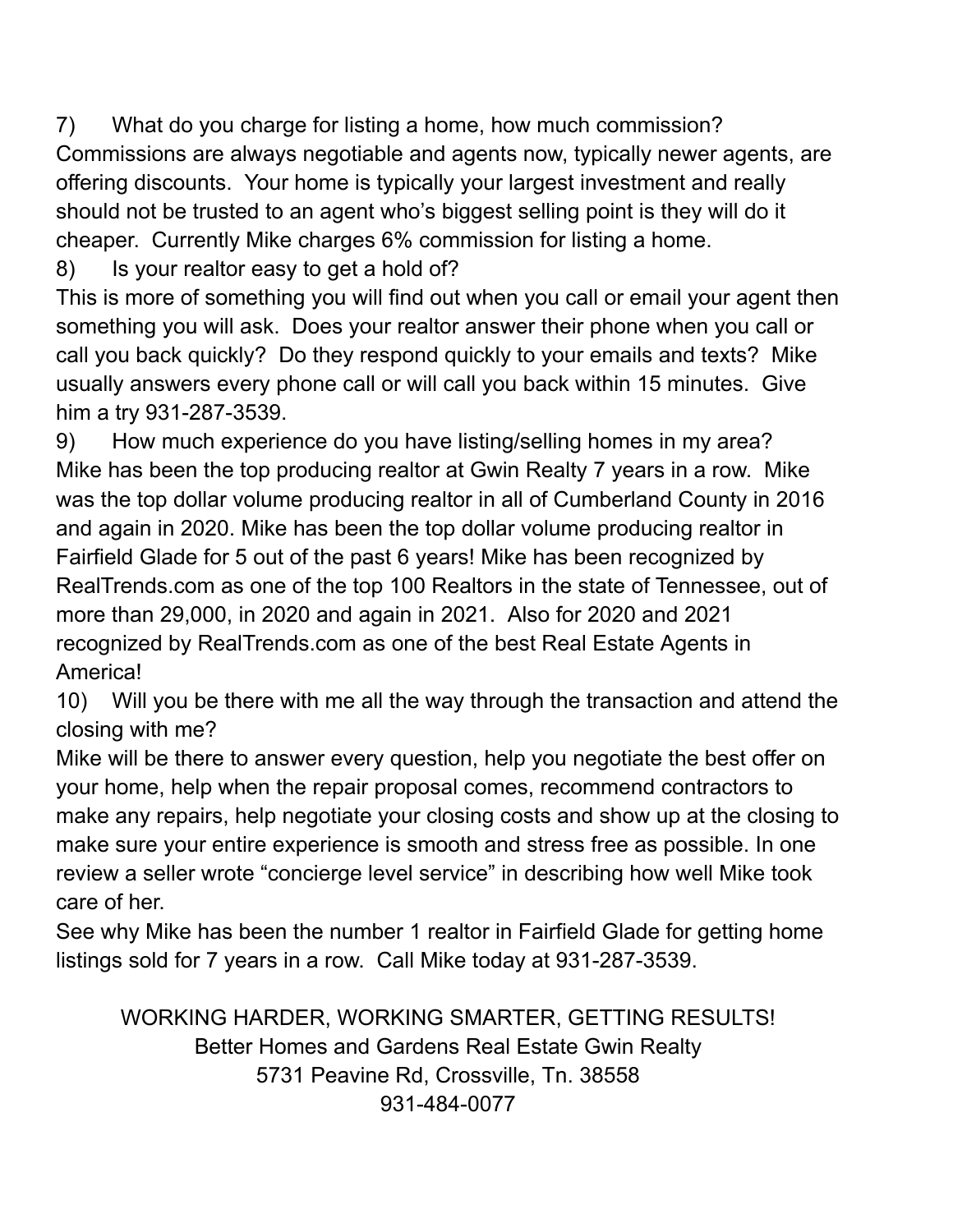7) What do you charge for listing a home, how much commission?
Commissions are always negotiable and agents now, typically newer agents, are offering discounts. Your home is typically your largest investment and really should not be trusted to an agent who's biggest selling point is they will do it cheaper. Currently Mike charges 6% commission for listing a home.

8) Is your realtor easy to get a hold of?
This is more of something you will find out when you call or email your agent then something you will ask. Does your realtor answer their phone when you call or call you back quickly? Do they respond quickly to your emails and texts? Mike usually answers every phone call or will call you back within 15 minutes. Give him a try 931-287-3539.

9) How much experience do you have listing/selling homes in my area?
Mike has been the top producing realtor at Gwin Realty 7 years in a row. Mike was the top dollar volume producing realtor in all of Cumberland County in 2016 and again in 2020. Mike has been the top dollar volume producing realtor in Fairfield Glade for 5 out of the past 6 years! Mike has been recognized by RealTrends.com as one of the top 100 Realtors in the state of Tennessee, out of more than 29,000, in 2020 and again in 2021. Also for 2020 and 2021 recognized by RealTrends.com as one of the best Real Estate Agents in America!

10) Will you be there with me all the way through the transaction and attend the closing with me?
Mike will be there to answer every question, help you negotiate the best offer on your home, help when the repair proposal comes, recommend contractors to make any repairs, help negotiate your closing costs and show up at the closing to make sure your entire experience is smooth and stress free as possible. In one review a seller wrote "concierge level service" in describing how well Mike took care of her.

See why Mike has been the number 1 realtor in Fairfield Glade for getting home listings sold for 7 years in a row. Call Mike today at 931-287-3539.

WORKING HARDER, WORKING SMARTER, GETTING RESULTS!
Better Homes and Gardens Real Estate Gwin Realty
5731 Peavine Rd, Crossville, Tn. 38558
931-484-0077